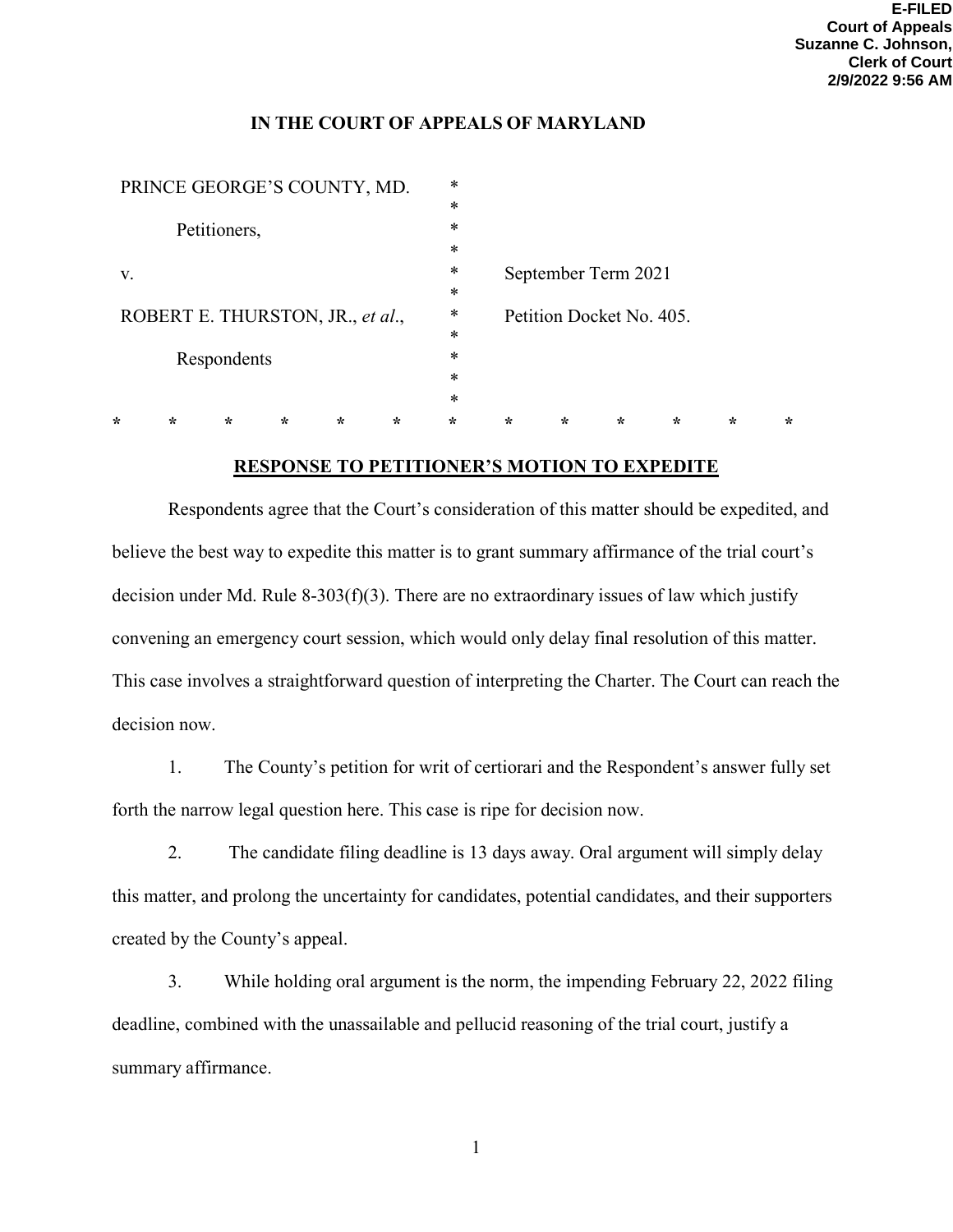E-FILED
Court of Appeals
Suzanne C. Johnson,
Clerk of Court
2/9/2022 9:56 AM

**IN THE COURT OF APPEALS OF MARYLAND**

| | | |
|---|---|---|
| PRINCE GEORGE'S COUNTY, MD. | * | |
| Petitioners, | * | |
| v. | * | September Term 2021 |
| ROBERT E. THURSTON, JR., *et al*., | * | Petition Docket No. 405. |
| Respondents | * | |

\* \* \* \* \* \* \* \* \* \* \* \* \*

## RESPONSE TO PETITIONER'S MOTION TO EXPEDITE

Respondents agree that the Court's consideration of this matter should be expedited, and believe the best way to expedite this matter is to grant summary affirmance of the trial court's decision under Md. Rule 8-303(f)(3). There are no extraordinary issues of law which justify convening an emergency court session, which would only delay final resolution of this matter. This case involves a straightforward question of interpreting the Charter. The Court can reach the decision now.

1. The County's petition for writ of certiorari and the Respondent's answer fully set forth the narrow legal question here. This case is ripe for decision now.

2. The candidate filing deadline is 13 days away. Oral argument will simply delay this matter, and prolong the uncertainty for candidates, potential candidates, and their supporters created by the County's appeal.

3. While holding oral argument is the norm, the impending February 22, 2022 filing deadline, combined with the unassailable and pellucid reasoning of the trial court, justify a summary affirmance.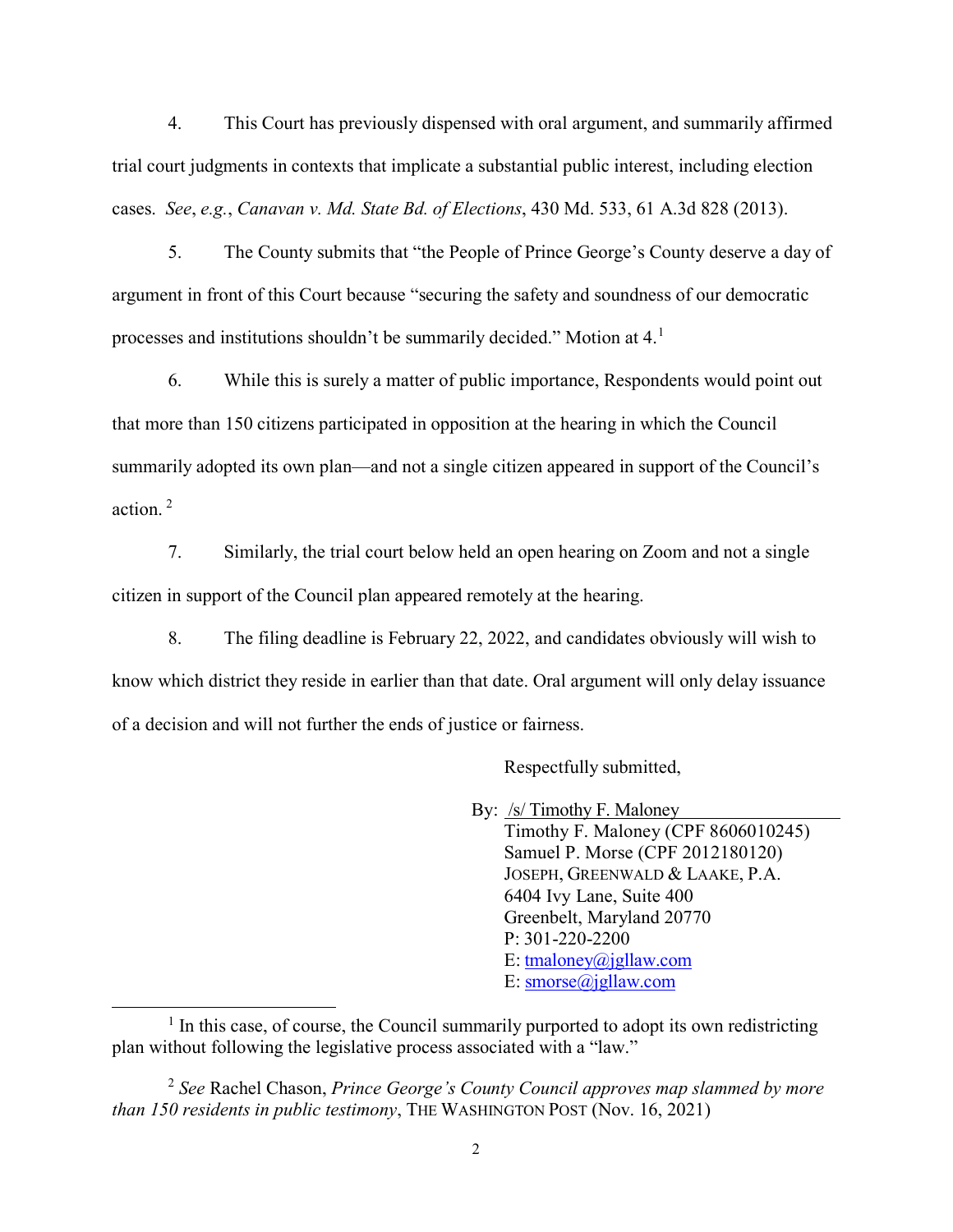4. This Court has previously dispensed with oral argument, and summarily affirmed trial court judgments in contexts that implicate a substantial public interest, including election cases. *See*, *e.g.*, *Canavan v. Md. State Bd. of Elections*, 430 Md. 533, 61 A.3d 828 (2013).

5. The County submits that "the People of Prince George's County deserve a day of argument in front of this Court because "securing the safety and soundness of our democratic processes and institutions shouldn't be summarily decided." Motion at 4.[1]

6. While this is surely a matter of public importance, Respondents would point out that more than 150 citizens participated in opposition at the hearing in which the Council summarily adopted its own plan—and not a single citizen appeared in support of the Council's action. [2]

7. Similarly, the trial court below held an open hearing on Zoom and not a single citizen in support of the Council plan appeared remotely at the hearing.

8. The filing deadline is February 22, 2022, and candidates obviously will wish to know which district they reside in earlier than that date. Oral argument will only delay issuance of a decision and will not further the ends of justice or fairness.

Respectfully submitted,

By: /s/ Timothy F. Maloney
Timothy F. Maloney (CPF 8606010245)
Samuel P. Morse (CPF 2012180120)
JOSEPH, GREENWALD & LAAKE, P.A.
6404 Ivy Lane, Suite 400
Greenbelt, Maryland 20770
P: 301-220-2200
E: tmaloney@jgllaw.com
E: smorse@jgllaw.com

---

[1] In this case, of course, the Council summarily purported to adopt its own redistricting plan without following the legislative process associated with a "law."

[2] *See* Rachel Chason, *Prince George's County Council approves map slammed by more than 150 residents in public testimony*, THE WASHINGTON POST (Nov. 16, 2021)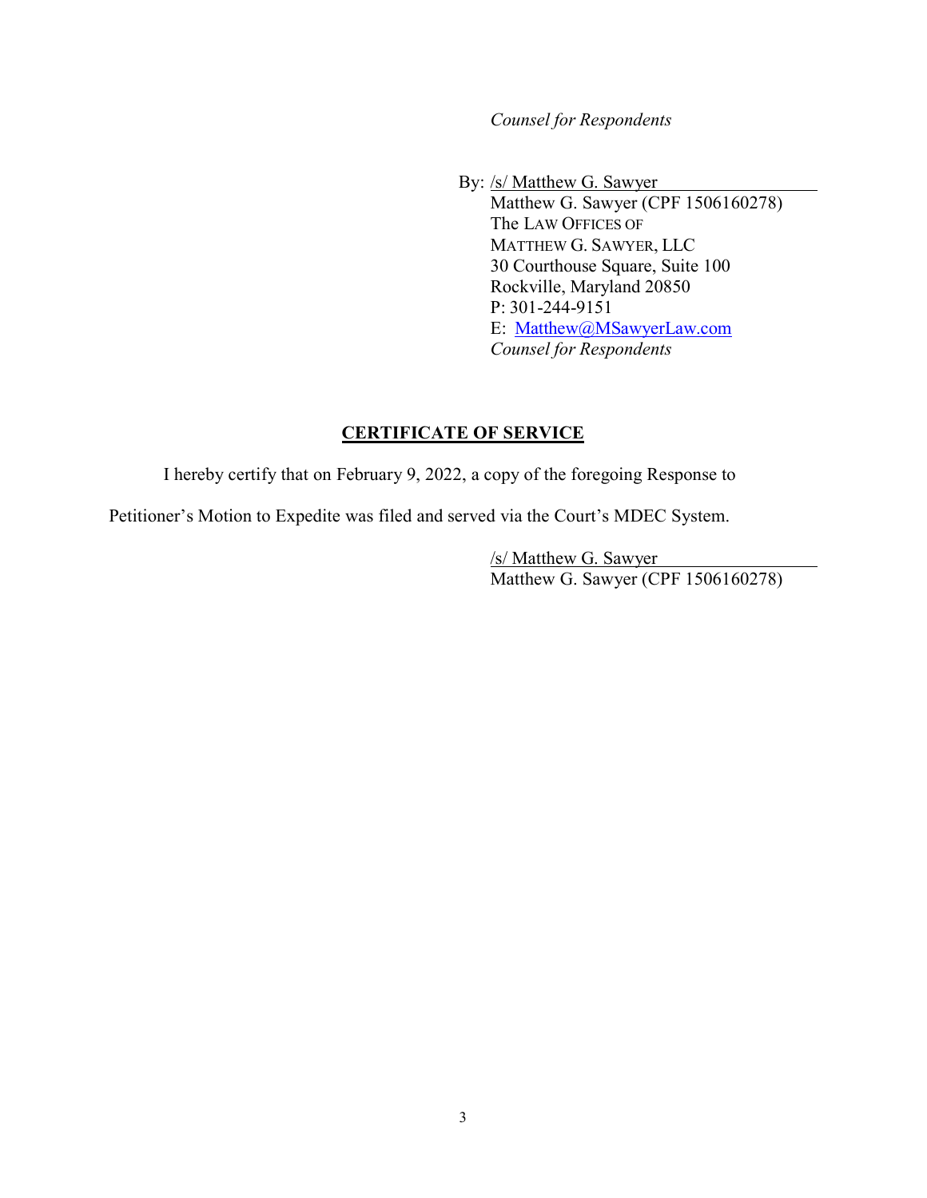*Counsel for Respondents*

By: /s/ Matthew G. Sawyer
Matthew G. Sawyer (CPF 1506160278)
The LAW OFFICES OF
MATTHEW G. SAWYER, LLC
30 Courthouse Square, Suite 100
Rockville, Maryland 20850
P: 301-244-9151
E: Matthew@MSawyerLaw.com
*Counsel for Respondents*

## **CERTIFICATE OF SERVICE**

I hereby certify that on February 9, 2022, a copy of the foregoing Response to Petitioner's Motion to Expedite was filed and served via the Court's MDEC System.

/s/ Matthew G. Sawyer
Matthew G. Sawyer (CPF 1506160278)